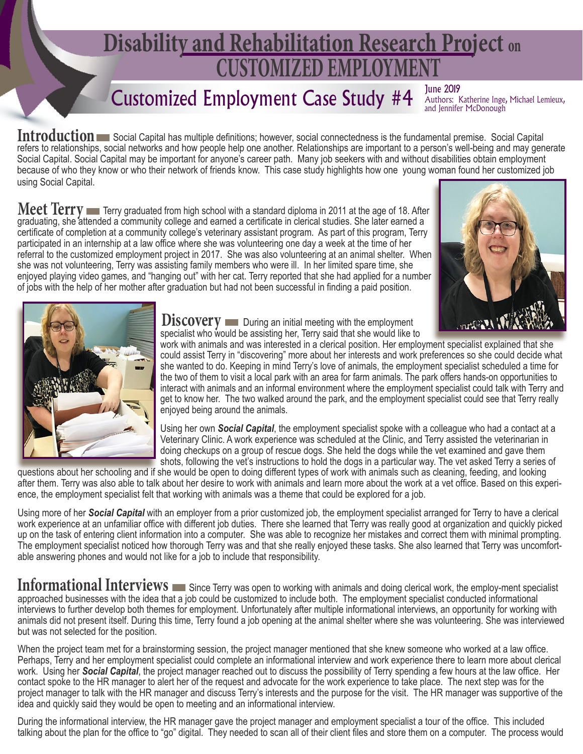# Disability and Rehabilitation Research Project on CUSTOMIZED EMPLOYMENT

## Customized Employment Case Study #4

June 2019

Authors: Katherine Inge, Michael Lemieux, and Jennifer McDonough

## Introduction

Social Capital has multiple definitions; however, social connectedness is the fundamental premise. Social Capital refers to relationships, social networks and how people help one another. Relationships are important to a person's well-being and may generate Social Capital. Social Capital may be important for anyone's career path. Many job seekers with and without disabilities obtain employment because of who they know or who their network of friends know. This case study highlights how one young woman found her customized job using Social Capital.

## Meet Terry

Terry graduated from high school with a standard diploma in 2011 at the age of 18. After graduating, she attended a community college and earned a certificate in clerical studies. She later earned a certificate of completion at a community college's veterinary assistant program. As part of this program, Terry participated in an internship at a law office where she was volunteering one day a week at the time of her referral to the customized employment project in 2017. She was also volunteering at an animal shelter. When she was not volunteering, Terry was assisting family members who were ill. In her limited spare time, she enjoyed playing video games, and "hanging out" with her cat. Terry reported that she had applied for a number of jobs with the help of her mother after graduation but had not been successful in finding a paid position.

## Discovery

During an initial meeting with the employment specialist who would be assisting her, Terry said that she would like to work with animals and was interested in a clerical position. Her employment specialist explained that she could assist Terry in "discovering" more about her interests and work preferences so she could decide what she wanted to do. Keeping in mind Terry's love of animals, the employment specialist scheduled a time for the two of them to visit a local park with an area for farm animals. The park offers hands-on opportunities to interact with animals and an informal environment where the employment specialist could talk with Terry and get to know her. The two walked around the park, and the employment specialist could see that Terry really enjoyed being around the animals.

Using her own ***Social Capital***, the employment specialist spoke with a colleague who had a contact at a Veterinary Clinic. A work experience was scheduled at the Clinic, and Terry assisted the veterinarian in doing checkups on a group of rescue dogs. She held the dogs while the vet examined and gave them shots, following the vet's instructions to hold the dogs in a particular way. The vet asked Terry a series of questions about her schooling and if she would be open to doing different types of work with animals such as cleaning, feeding, and looking after them. Terry was also able to talk about her desire to work with animals and learn more about the work at a vet office. Based on this experience, the employment specialist felt that working with animals was a theme that could be explored for a job.

Using more of her ***Social Capital*** with an employer from a prior customized job, the employment specialist arranged for Terry to have a clerical work experience at an unfamiliar office with different job duties. There she learned that Terry was really good at organization and quickly picked up on the task of entering client information into a computer. She was able to recognize her mistakes and correct them with minimal prompting. The employment specialist noticed how thorough Terry was and that she really enjoyed these tasks. She also learned that Terry was uncomfortable answering phones and would not like for a job to include that responsibility.

## Informational Interviews

Since Terry was open to working with animals and doing clerical work, the employ-ment specialist approached businesses with the idea that a job could be customized to include both. The employment specialist conducted informational interviews to further develop both themes for employment. Unfortunately after multiple informational interviews, an opportunity for working with animals did not present itself. During this time, Terry found a job opening at the animal shelter where she was volunteering. She was interviewed but was not selected for the position.

When the project team met for a brainstorming session, the project manager mentioned that she knew someone who worked at a law office. Perhaps, Terry and her employment specialist could complete an informational interview and work experience there to learn more about clerical work. Using her ***Social Capital***, the project manager reached out to discuss the possibility of Terry spending a few hours at the law office. Her contact spoke to the HR manager to alert her of the request and advocate for the work experience to take place. The next step was for the project manager to talk with the HR manager and discuss Terry's interests and the purpose for the visit. The HR manager was supportive of the idea and quickly said they would be open to meeting and an informational interview.

During the informational interview, the HR manager gave the project manager and employment specialist a tour of the office. This included talking about the plan for the office to "go" digital. They needed to scan all of their client files and store them on a computer. The process would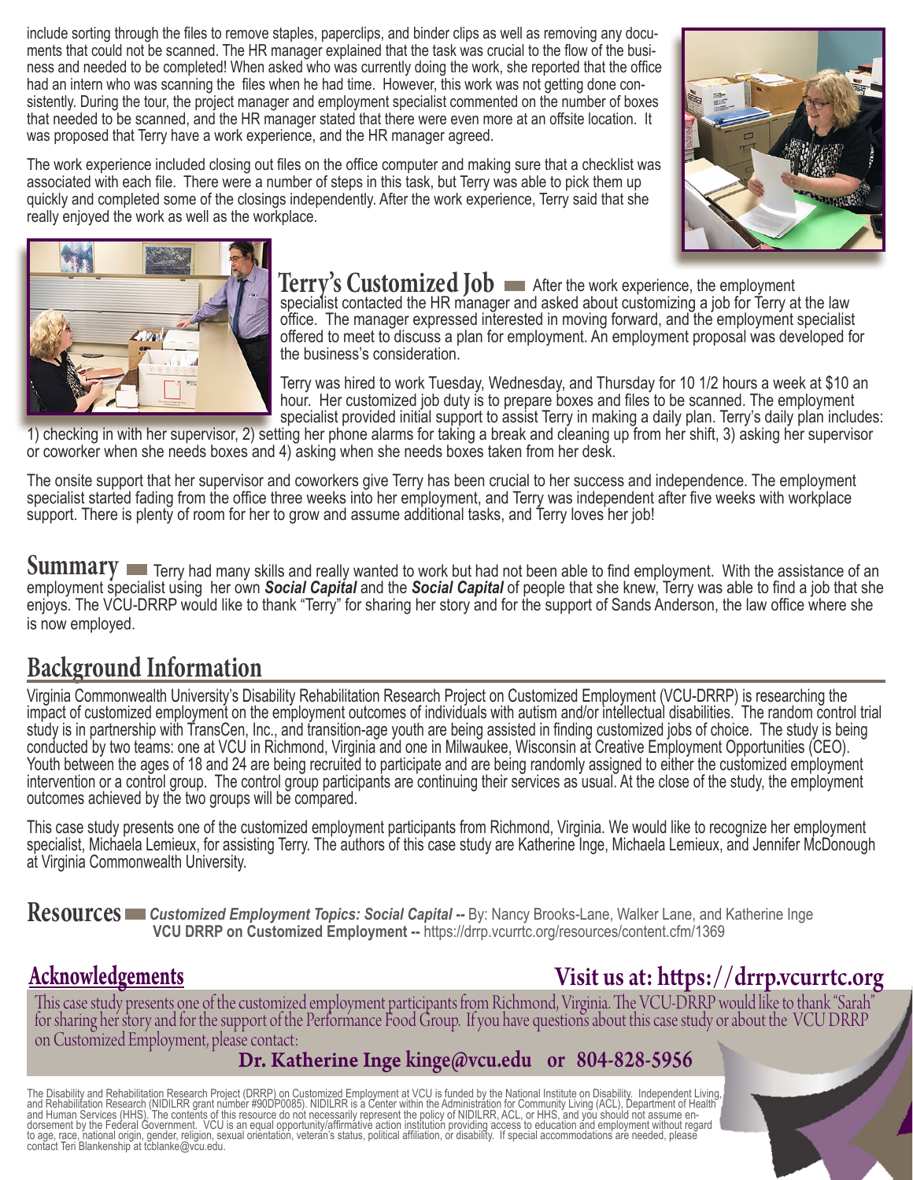include sorting through the files to remove staples, paperclips, and binder clips as well as removing any documents that could not be scanned. The HR manager explained that the task was crucial to the flow of the business and needed to be completed! When asked who was currently doing the work, she reported that the office had an intern who was scanning the files when he had time. However, this work was not getting done consistently. During the tour, the project manager and employment specialist commented on the number of boxes that needed to be scanned, and the HR manager stated that there were even more at an offsite location. It was proposed that Terry have a work experience, and the HR manager agreed.

The work experience included closing out files on the office computer and making sure that a checklist was associated with each file. There were a number of steps in this task, but Terry was able to pick them up quickly and completed some of the closings independently. After the work experience, Terry said that she really enjoyed the work as well as the workplace.

## Terry's Customized Job

After the work experience, the employment specialist contacted the HR manager and asked about customizing a job for Terry at the law office. The manager expressed interested in moving forward, and the employment specialist offered to meet to discuss a plan for employment. An employment proposal was developed for the business's consideration.

Terry was hired to work Tuesday, Wednesday, and Thursday for 10 1/2 hours a week at $10 an hour. Her customized job duty is to prepare boxes and files to be scanned. The employment specialist provided initial support to assist Terry in making a daily plan. Terry's daily plan includes: 1) checking in with her supervisor, 2) setting her phone alarms for taking a break and cleaning up from her shift, 3) asking her supervisor or coworker when she needs boxes and 4) asking when she needs boxes taken from her desk.

The onsite support that her supervisor and coworkers give Terry has been crucial to her success and independence. The employment specialist started fading from the office three weeks into her employment, and Terry was independent after five weeks with workplace support. There is plenty of room for her to grow and assume additional tasks, and Terry loves her job!

## Summary

Terry had many skills and really wanted to work but had not been able to find employment. With the assistance of an employment specialist using her own ***Social Capital*** and the ***Social Capital*** of people that she knew, Terry was able to find a job that she enjoys. The VCU-DRRP would like to thank "Terry" for sharing her story and for the support of Sands Anderson, the law office where she is now employed.

## Background Information

Virginia Commonwealth University's Disability Rehabilitation Research Project on Customized Employment (VCU-DRRP) is researching the impact of customized employment on the employment outcomes of individuals with autism and/or intellectual disabilities. The random control trial study is in partnership with TransCen, Inc., and transition-age youth are being assisted in finding customized jobs of choice. The study is being conducted by two teams: one at VCU in Richmond, Virginia and one in Milwaukee, Wisconsin at Creative Employment Opportunities (CEO). Youth between the ages of 18 and 24 are being recruited to participate and are being randomly assigned to either the customized employment intervention or a control group. The control group participants are continuing their services as usual. At the close of the study, the employment outcomes achieved by the two groups will be compared.

This case study presents one of the customized employment participants from Richmond, Virginia. We would like to recognize her employment specialist, Michaela Lemieux, for assisting Terry. The authors of this case study are Katherine Inge, Michaela Lemieux, and Jennifer McDonough at Virginia Commonwealth University.

## Resources

***Customized Employment Topics: Social Capital --*** By: Nancy Brooks-Lane, Walker Lane, and Katherine Inge
**VCU DRRP on Customized Employment --** https://drrp.vcurrtc.org/resources/content.cfm/1369

## Acknowledgements

**Visit us at: https://drrp.vcurrtc.org**

This case study presents one of the customized employment participants from Richmond, Virginia. The VCU-DRRP would like to thank "Sarah" for sharing her story and for the support of the Performance Food Group. If you have questions about this case study or about the VCU DRRP on Customized Employment, please contact:

**Dr. Katherine Inge kinge@vcu.edu or 804-828-5956**

The Disability and Rehabilitation Research Project (DRRP) on Customized Employment at VCU is funded by the National Institute on Disability, Independent Living, and Rehabilitation Research (NIDILRR grant number #90DP0085). NIDILRR is a Center within the Administration for Community Living (ACL), Department of Health and Human Services (HHS). The contents of this resource do not necessarily represent the policy of NIDILRR, ACL, or HHS, and you should not assume endorsement by the Federal Government. VCU is an equal opportunity/affirmative action institution providing access to education and employment without regard to age, race, national origin, gender, religion, sexual orientation, veteran's status, political affiliation, or disability. If special accommodations are needed, please contact Teri Blankenship at tcblanke@vcu.edu.